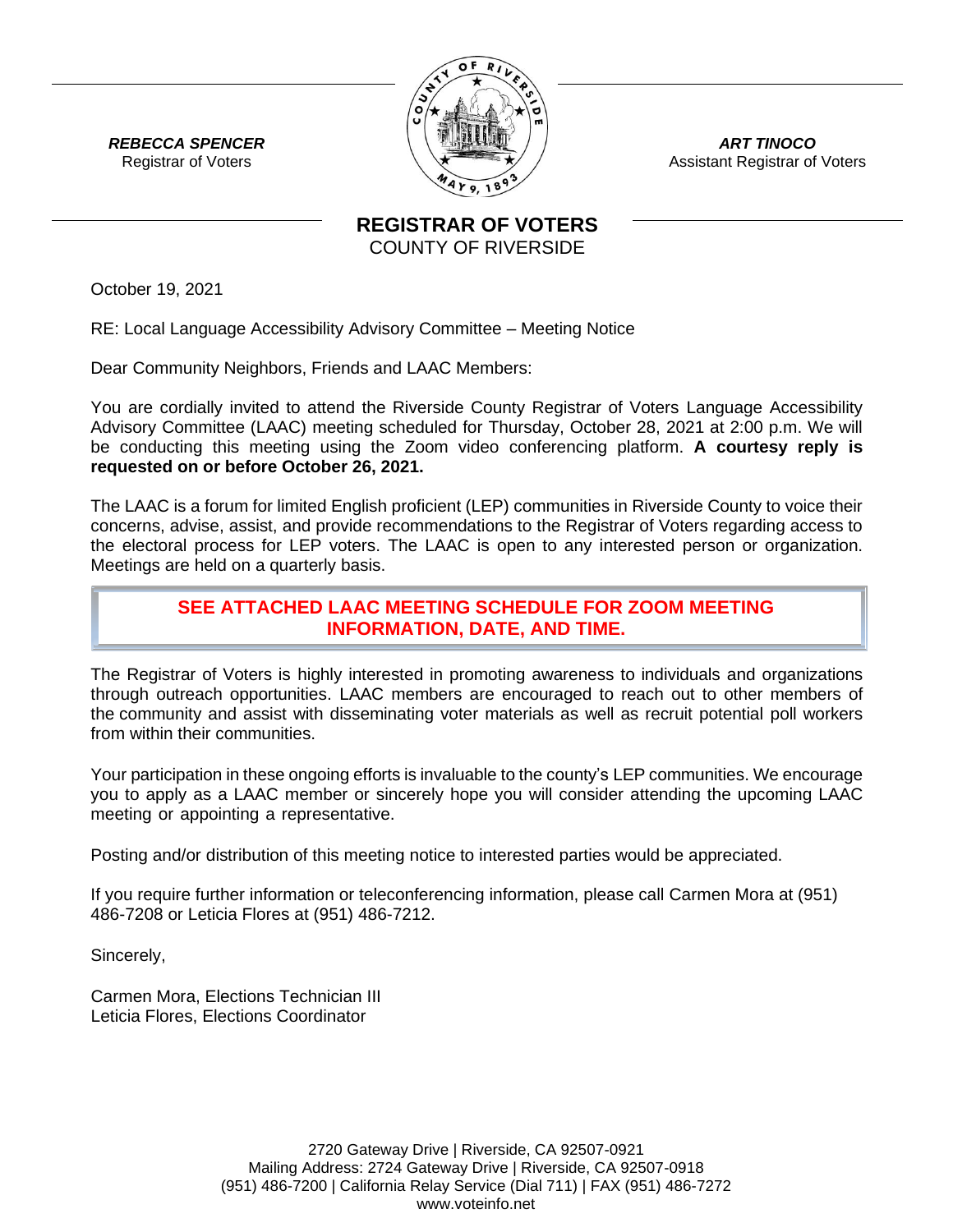**_REBECCA SPENCER_**
Registrar of Voters

**_ART TINOCO_**
Assistant Registrar of Voters

## REGISTRAR OF VOTERS
COUNTY OF RIVERSIDE

October 19, 2021

RE: Local Language Accessibility Advisory Committee – Meeting Notice

Dear Community Neighbors, Friends and LAAC Members:

You are cordially invited to attend the Riverside County Registrar of Voters Language Accessibility Advisory Committee (LAAC) meeting scheduled for Thursday, October 28, 2021 at 2:00 p.m. We will be conducting this meeting using the Zoom video conferencing platform. **A courtesy reply is requested on or before October 26, 2021.**

The LAAC is a forum for limited English proficient (LEP) communities in Riverside County to voice their concerns, advise, assist, and provide recommendations to the Registrar of Voters regarding access to the electoral process for LEP voters. The LAAC is open to any interested person or organization. Meetings are held on a quarterly basis.

**SEE ATTACHED LAAC MEETING SCHEDULE FOR ZOOM MEETING INFORMATION, DATE, AND TIME.**

The Registrar of Voters is highly interested in promoting awareness to individuals and organizations through outreach opportunities. LAAC members are encouraged to reach out to other members of the community and assist with disseminating voter materials as well as recruit potential poll workers from within their communities.

Your participation in these ongoing efforts is invaluable to the county's LEP communities. We encourage you to apply as a LAAC member or sincerely hope you will consider attending the upcoming LAAC meeting or appointing a representative.

Posting and/or distribution of this meeting notice to interested parties would be appreciated.

If you require further information or teleconferencing information, please call Carmen Mora at (951) 486-7208 or Leticia Flores at (951) 486-7212.

Sincerely,

Carmen Mora, Elections Technician III
Leticia Flores, Elections Coordinator

2720 Gateway Drive | Riverside, CA 92507-0921
Mailing Address: 2724 Gateway Drive | Riverside, CA 92507-0918
(951) 486-7200 | California Relay Service (Dial 711) | FAX (951) 486-7272
www.voteinfo.net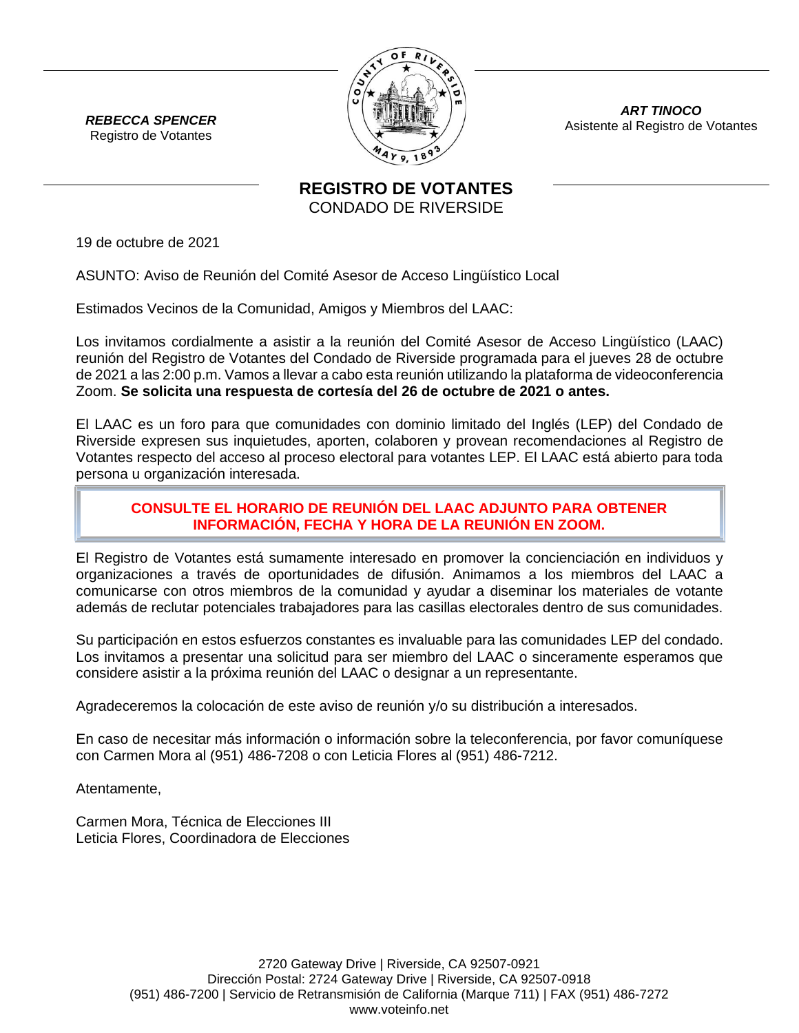***REBECCA SPENCER***
Registro de Votantes

***ART TINOCO***
Asistente al Registro de Votantes

## REGISTRO DE VOTANTES
CONDADO DE RIVERSIDE

19 de octubre de 2021

ASUNTO: Aviso de Reunión del Comité Asesor de Acceso Lingüístico Local

Estimados Vecinos de la Comunidad, Amigos y Miembros del LAAC:

Los invitamos cordialmente a asistir a la reunión del Comité Asesor de Acceso Lingüístico (LAAC) reunión del Registro de Votantes del Condado de Riverside programada para el jueves 28 de octubre de 2021 a las 2:00 p.m. Vamos a llevar a cabo esta reunión utilizando la plataforma de videoconferencia Zoom. **Se solicita una respuesta de cortesía del 26 de octubre de 2021 o antes.**

El LAAC es un foro para que comunidades con dominio limitado del Inglés (LEP) del Condado de Riverside expresen sus inquietudes, aporten, colaboren y provean recomendaciones al Registro de Votantes respecto del acceso al proceso electoral para votantes LEP. El LAAC está abierto para toda persona u organización interesada.

**CONSULTE EL HORARIO DE REUNIÓN DEL LAAC ADJUNTO PARA OBTENER INFORMACIÓN, FECHA Y HORA DE LA REUNIÓN EN ZOOM.**

El Registro de Votantes está sumamente interesado en promover la concienciación en individuos y organizaciones a través de oportunidades de difusión. Animamos a los miembros del LAAC a comunicarse con otros miembros de la comunidad y ayudar a diseminar los materiales de votante además de reclutar potenciales trabajadores para las casillas electorales dentro de sus comunidades.

Su participación en estos esfuerzos constantes es invaluable para las comunidades LEP del condado. Los invitamos a presentar una solicitud para ser miembro del LAAC o sinceramente esperamos que considere asistir a la próxima reunión del LAAC o designar a un representante.

Agradeceremos la colocación de este aviso de reunión y/o su distribución a interesados.

En caso de necesitar más información o información sobre la teleconferencia, por favor comuníquese con Carmen Mora al (951) 486-7208 o con Leticia Flores al (951) 486-7212.

Atentamente,

Carmen Mora, Técnica de Elecciones III
Leticia Flores, Coordinadora de Elecciones

2720 Gateway Drive | Riverside, CA 92507-0921
Dirección Postal: 2724 Gateway Drive | Riverside, CA 92507-0918
(951) 486-7200 | Servicio de Retransmisión de California (Marque 711) | FAX (951) 486-7272
www.voteinfo.net